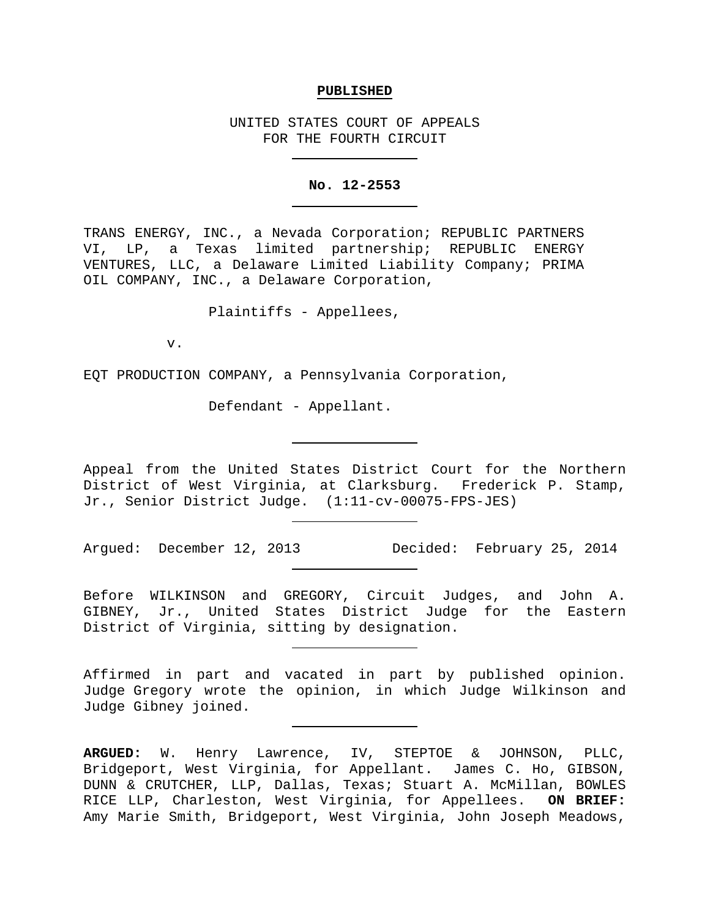**PUBLISHED**

UNITED STATES COURT OF APPEALS
FOR THE FOURTH CIRCUIT

---

**No. 12-2553**

---

TRANS ENERGY, INC., a Nevada Corporation; REPUBLIC PARTNERS VI, LP, a Texas limited partnership; REPUBLIC ENERGY VENTURES, LLC, a Delaware Limited Liability Company; PRIMA OIL COMPANY, INC., a Delaware Corporation,

Plaintiffs - Appellees,

v.

EQT PRODUCTION COMPANY, a Pennsylvania Corporation,

Defendant - Appellant.

---

Appeal from the United States District Court for the Northern District of West Virginia, at Clarksburg. Frederick P. Stamp, Jr., Senior District Judge. (1:11-cv-00075-FPS-JES)

---

Argued: December 12, 2013    Decided: February 25, 2014

---

Before WILKINSON and GREGORY, Circuit Judges, and John A. GIBNEY, Jr., United States District Judge for the Eastern District of Virginia, sitting by designation.

---

Affirmed in part and vacated in part by published opinion. Judge Gregory wrote the opinion, in which Judge Wilkinson and Judge Gibney joined.

---

**ARGUED:** W. Henry Lawrence, IV, STEPTOE & JOHNSON, PLLC, Bridgeport, West Virginia, for Appellant. James C. Ho, GIBSON, DUNN & CRUTCHER, LLP, Dallas, Texas; Stuart A. McMillan, BOWLES RICE LLP, Charleston, West Virginia, for Appellees. **ON BRIEF:** Amy Marie Smith, Bridgeport, West Virginia, John Joseph Meadows,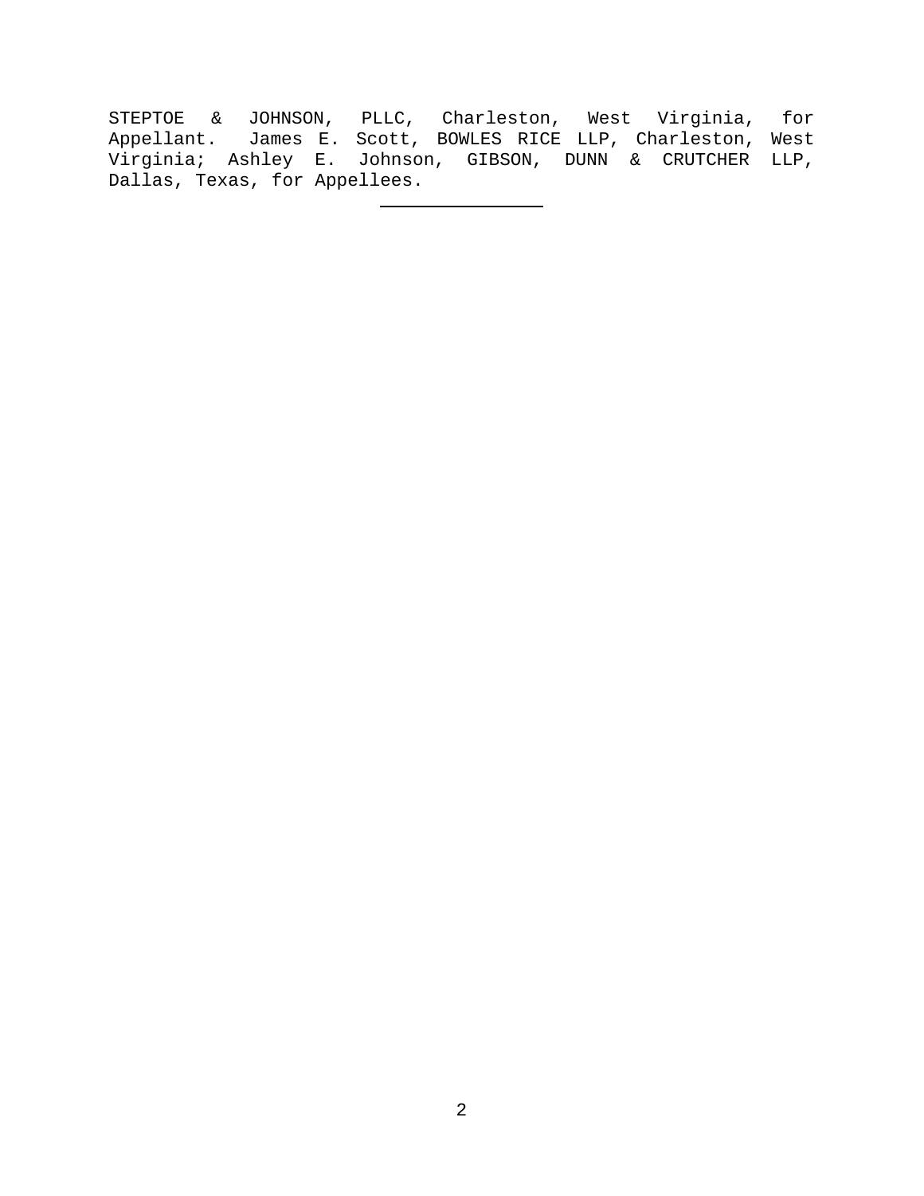STEPTOE & JOHNSON, PLLC, Charleston, West Virginia, for Appellant. James E. Scott, BOWLES RICE LLP, Charleston, West Virginia; Ashley E. Johnson, GIBSON, DUNN & CRUTCHER LLP, Dallas, Texas, for Appellees.

---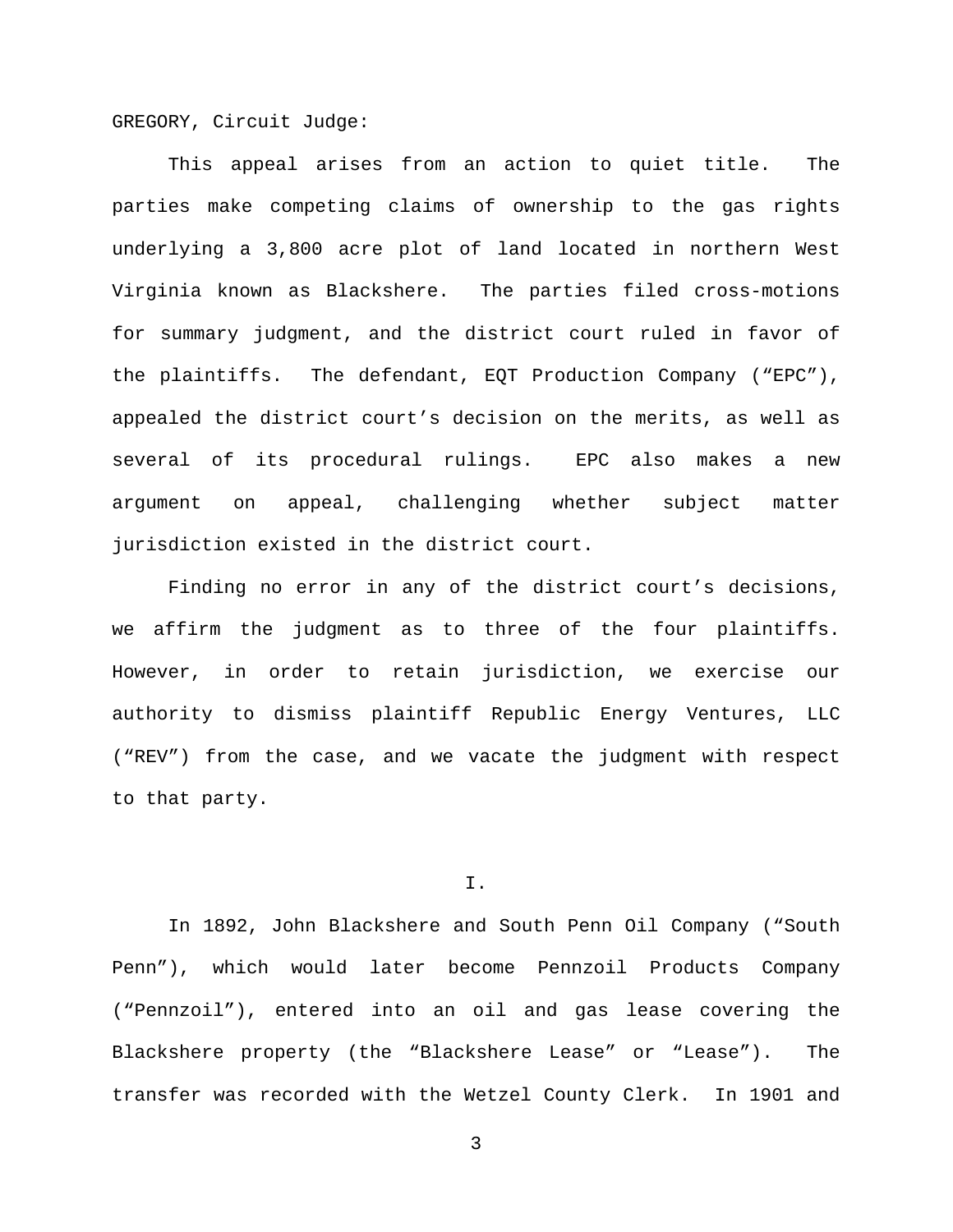GREGORY, Circuit Judge:

This appeal arises from an action to quiet title. The parties make competing claims of ownership to the gas rights underlying a 3,800 acre plot of land located in northern West Virginia known as Blackshere. The parties filed cross-motions for summary judgment, and the district court ruled in favor of the plaintiffs. The defendant, EQT Production Company ("EPC"), appealed the district court's decision on the merits, as well as several of its procedural rulings. EPC also makes a new argument on appeal, challenging whether subject matter jurisdiction existed in the district court.

Finding no error in any of the district court's decisions, we affirm the judgment as to three of the four plaintiffs. However, in order to retain jurisdiction, we exercise our authority to dismiss plaintiff Republic Energy Ventures, LLC ("REV") from the case, and we vacate the judgment with respect to that party.

## I.

In 1892, John Blackshere and South Penn Oil Company ("South Penn"), which would later become Pennzoil Products Company ("Pennzoil"), entered into an oil and gas lease covering the Blackshere property (the "Blackshere Lease" or "Lease"). The transfer was recorded with the Wetzel County Clerk. In 1901 and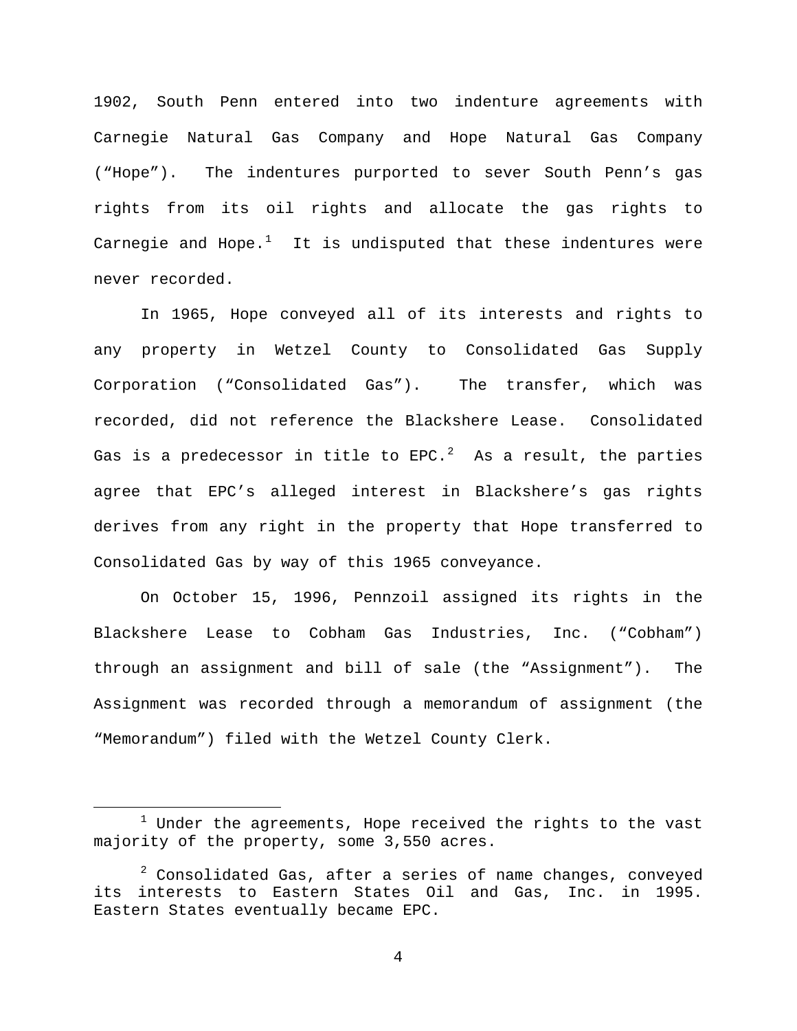1902, South Penn entered into two indenture agreements with Carnegie Natural Gas Company and Hope Natural Gas Company ("Hope"). The indentures purported to sever South Penn's gas rights from its oil rights and allocate the gas rights to Carnegie and Hope.[1] It is undisputed that these indentures were never recorded.

In 1965, Hope conveyed all of its interests and rights to any property in Wetzel County to Consolidated Gas Supply Corporation ("Consolidated Gas"). The transfer, which was recorded, did not reference the Blackshere Lease. Consolidated Gas is a predecessor in title to EPC.[2] As a result, the parties agree that EPC's alleged interest in Blackshere's gas rights derives from any right in the property that Hope transferred to Consolidated Gas by way of this 1965 conveyance.

On October 15, 1996, Pennzoil assigned its rights in the Blackshere Lease to Cobham Gas Industries, Inc. ("Cobham") through an assignment and bill of sale (the "Assignment"). The Assignment was recorded through a memorandum of assignment (the "Memorandum") filed with the Wetzel County Clerk.

---

[1] Under the agreements, Hope received the rights to the vast majority of the property, some 3,550 acres.

[2] Consolidated Gas, after a series of name changes, conveyed its interests to Eastern States Oil and Gas, Inc. in 1995. Eastern States eventually became EPC.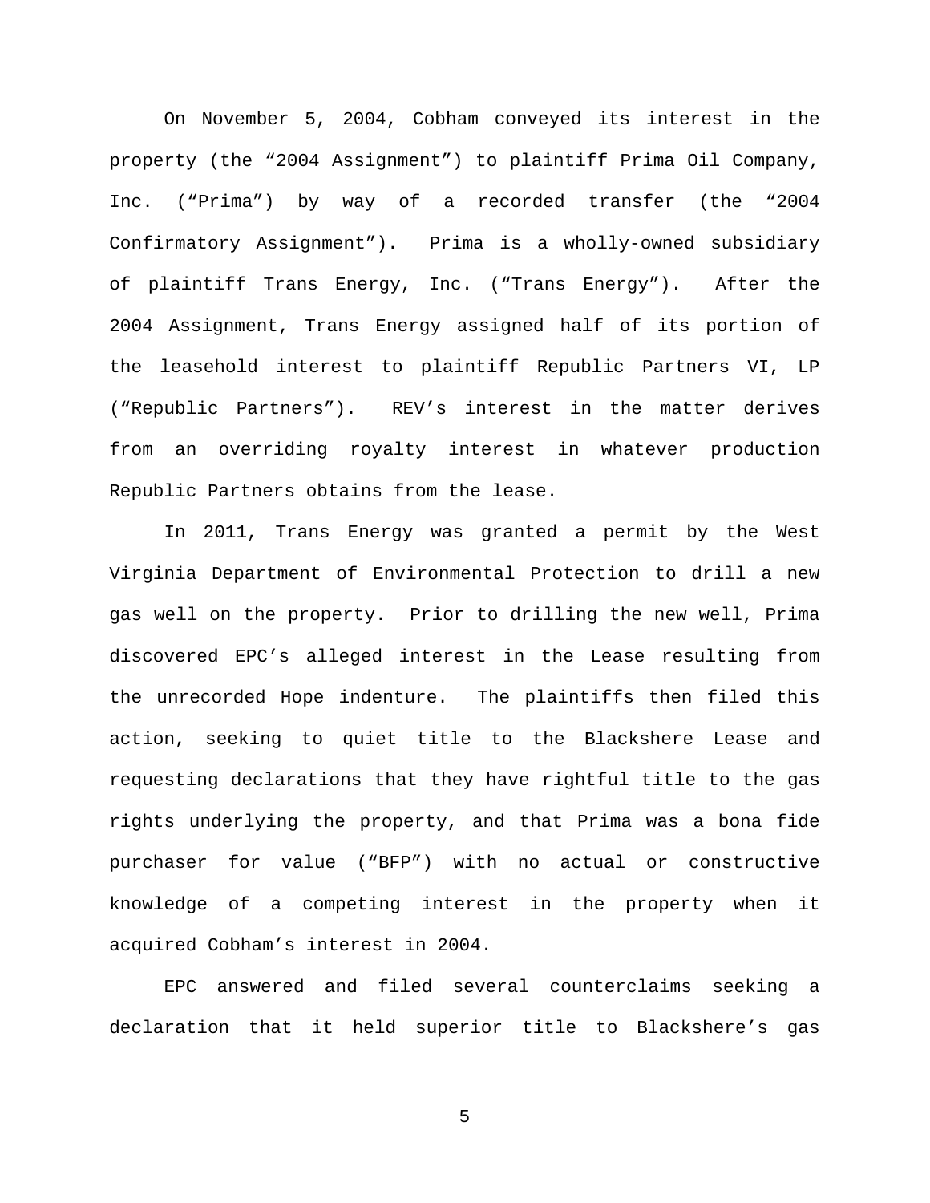On November 5, 2004, Cobham conveyed its interest in the property (the "2004 Assignment") to plaintiff Prima Oil Company, Inc. ("Prima") by way of a recorded transfer (the "2004 Confirmatory Assignment"). Prima is a wholly-owned subsidiary of plaintiff Trans Energy, Inc. ("Trans Energy"). After the 2004 Assignment, Trans Energy assigned half of its portion of the leasehold interest to plaintiff Republic Partners VI, LP ("Republic Partners"). REV's interest in the matter derives from an overriding royalty interest in whatever production Republic Partners obtains from the lease.

In 2011, Trans Energy was granted a permit by the West Virginia Department of Environmental Protection to drill a new gas well on the property. Prior to drilling the new well, Prima discovered EPC's alleged interest in the Lease resulting from the unrecorded Hope indenture. The plaintiffs then filed this action, seeking to quiet title to the Blackshere Lease and requesting declarations that they have rightful title to the gas rights underlying the property, and that Prima was a bona fide purchaser for value ("BFP") with no actual or constructive knowledge of a competing interest in the property when it acquired Cobham's interest in 2004.

EPC answered and filed several counterclaims seeking a declaration that it held superior title to Blackshere's gas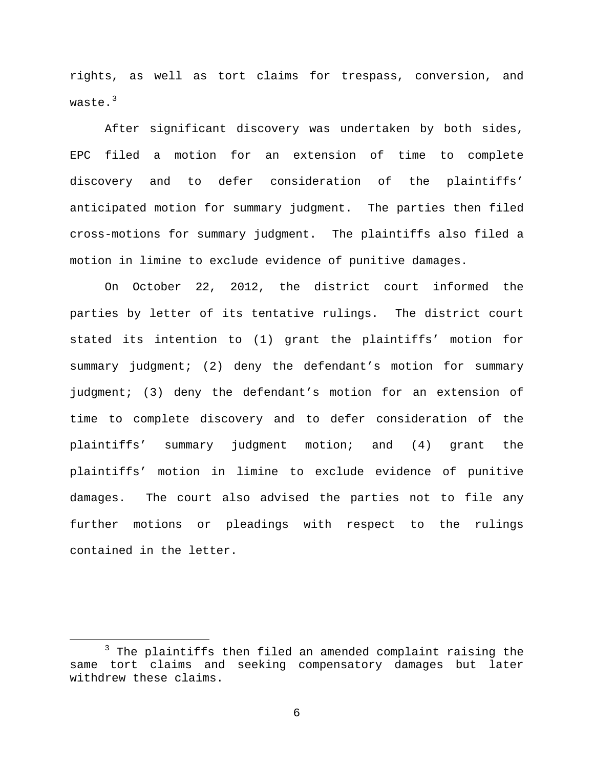rights, as well as tort claims for trespass, conversion, and waste.[3]

After significant discovery was undertaken by both sides, EPC filed a motion for an extension of time to complete discovery and to defer consideration of the plaintiffs' anticipated motion for summary judgment. The parties then filed cross-motions for summary judgment. The plaintiffs also filed a motion in limine to exclude evidence of punitive damages.

On October 22, 2012, the district court informed the parties by letter of its tentative rulings. The district court stated its intention to (1) grant the plaintiffs' motion for summary judgment; (2) deny the defendant's motion for summary judgment; (3) deny the defendant's motion for an extension of time to complete discovery and to defer consideration of the plaintiffs' summary judgment motion; and (4) grant the plaintiffs' motion in limine to exclude evidence of punitive damages. The court also advised the parties not to file any further motions or pleadings with respect to the rulings contained in the letter.

---

[3] The plaintiffs then filed an amended complaint raising the same tort claims and seeking compensatory damages but later withdrew these claims.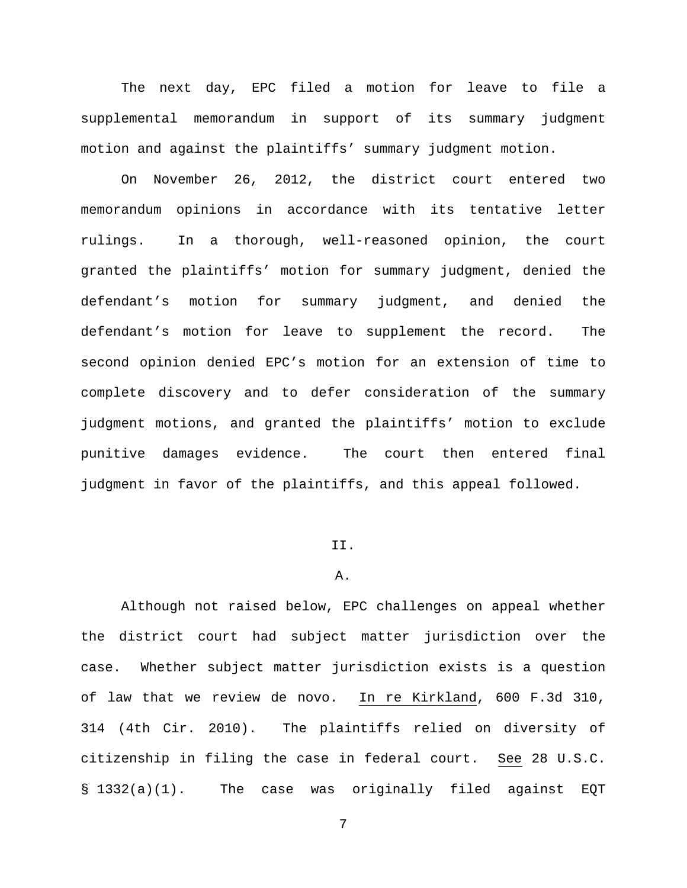The next day, EPC filed a motion for leave to file a supplemental memorandum in support of its summary judgment motion and against the plaintiffs' summary judgment motion.

On November 26, 2012, the district court entered two memorandum opinions in accordance with its tentative letter rulings. In a thorough, well-reasoned opinion, the court granted the plaintiffs' motion for summary judgment, denied the defendant's motion for summary judgment, and denied the defendant's motion for leave to supplement the record. The second opinion denied EPC's motion for an extension of time to complete discovery and to defer consideration of the summary judgment motions, and granted the plaintiffs' motion to exclude punitive damages evidence. The court then entered final judgment in favor of the plaintiffs, and this appeal followed.

## II.

### A.

Although not raised below, EPC challenges on appeal whether the district court had subject matter jurisdiction over the case. Whether subject matter jurisdiction exists is a question of law that we review de novo. In re Kirkland, 600 F.3d 310, 314 (4th Cir. 2010). The plaintiffs relied on diversity of citizenship in filing the case in federal court. See 28 U.S.C. § 1332(a)(1). The case was originally filed against EQT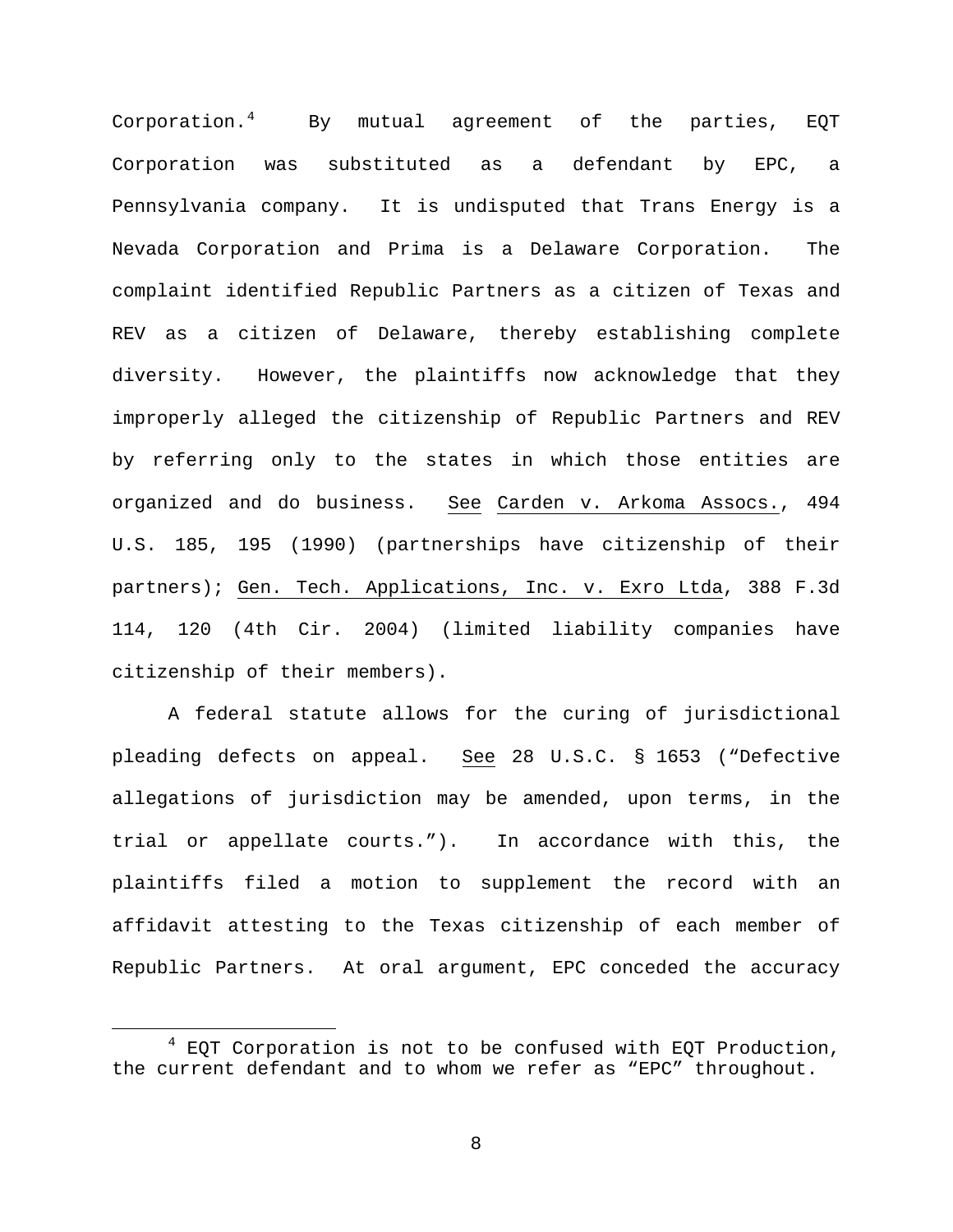Corporation.[4] By mutual agreement of the parties, EQT Corporation was substituted as a defendant by EPC, a Pennsylvania company. It is undisputed that Trans Energy is a Nevada Corporation and Prima is a Delaware Corporation. The complaint identified Republic Partners as a citizen of Texas and REV as a citizen of Delaware, thereby establishing complete diversity. However, the plaintiffs now acknowledge that they improperly alleged the citizenship of Republic Partners and REV by referring only to the states in which those entities are organized and do business. See Carden v. Arkoma Assocs., 494 U.S. 185, 195 (1990) (partnerships have citizenship of their partners); Gen. Tech. Applications, Inc. v. Exro Ltda, 388 F.3d 114, 120 (4th Cir. 2004) (limited liability companies have citizenship of their members).

A federal statute allows for the curing of jurisdictional pleading defects on appeal. See 28 U.S.C. § 1653 ("Defective allegations of jurisdiction may be amended, upon terms, in the trial or appellate courts."). In accordance with this, the plaintiffs filed a motion to supplement the record with an affidavit attesting to the Texas citizenship of each member of Republic Partners. At oral argument, EPC conceded the accuracy

[4] EQT Corporation is not to be confused with EQT Production, the current defendant and to whom we refer as "EPC" throughout.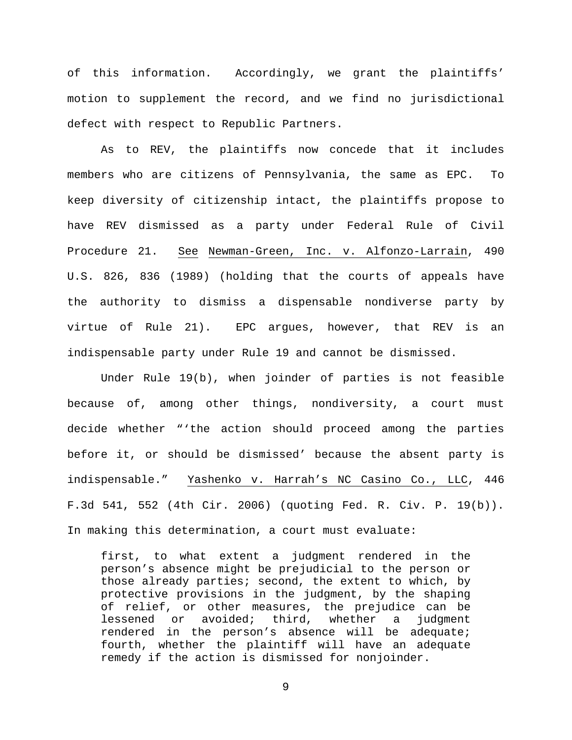of this information. Accordingly, we grant the plaintiffs' motion to supplement the record, and we find no jurisdictional defect with respect to Republic Partners.

As to REV, the plaintiffs now concede that it includes members who are citizens of Pennsylvania, the same as EPC. To keep diversity of citizenship intact, the plaintiffs propose to have REV dismissed as a party under Federal Rule of Civil Procedure 21. See Newman-Green, Inc. v. Alfonzo-Larrain, 490 U.S. 826, 836 (1989) (holding that the courts of appeals have the authority to dismiss a dispensable nondiverse party by virtue of Rule 21). EPC argues, however, that REV is an indispensable party under Rule 19 and cannot be dismissed.

Under Rule 19(b), when joinder of parties is not feasible because of, among other things, nondiversity, a court must decide whether "'the action should proceed among the parties before it, or should be dismissed' because the absent party is indispensable." Yashenko v. Harrah's NC Casino Co., LLC, 446 F.3d 541, 552 (4th Cir. 2006) (quoting Fed. R. Civ. P. 19(b)). In making this determination, a court must evaluate:

> first, to what extent a judgment rendered in the person's absence might be prejudicial to the person or those already parties; second, the extent to which, by protective provisions in the judgment, by the shaping of relief, or other measures, the prejudice can be lessened or avoided; third, whether a judgment rendered in the person's absence will be adequate; fourth, whether the plaintiff will have an adequate remedy if the action is dismissed for nonjoinder.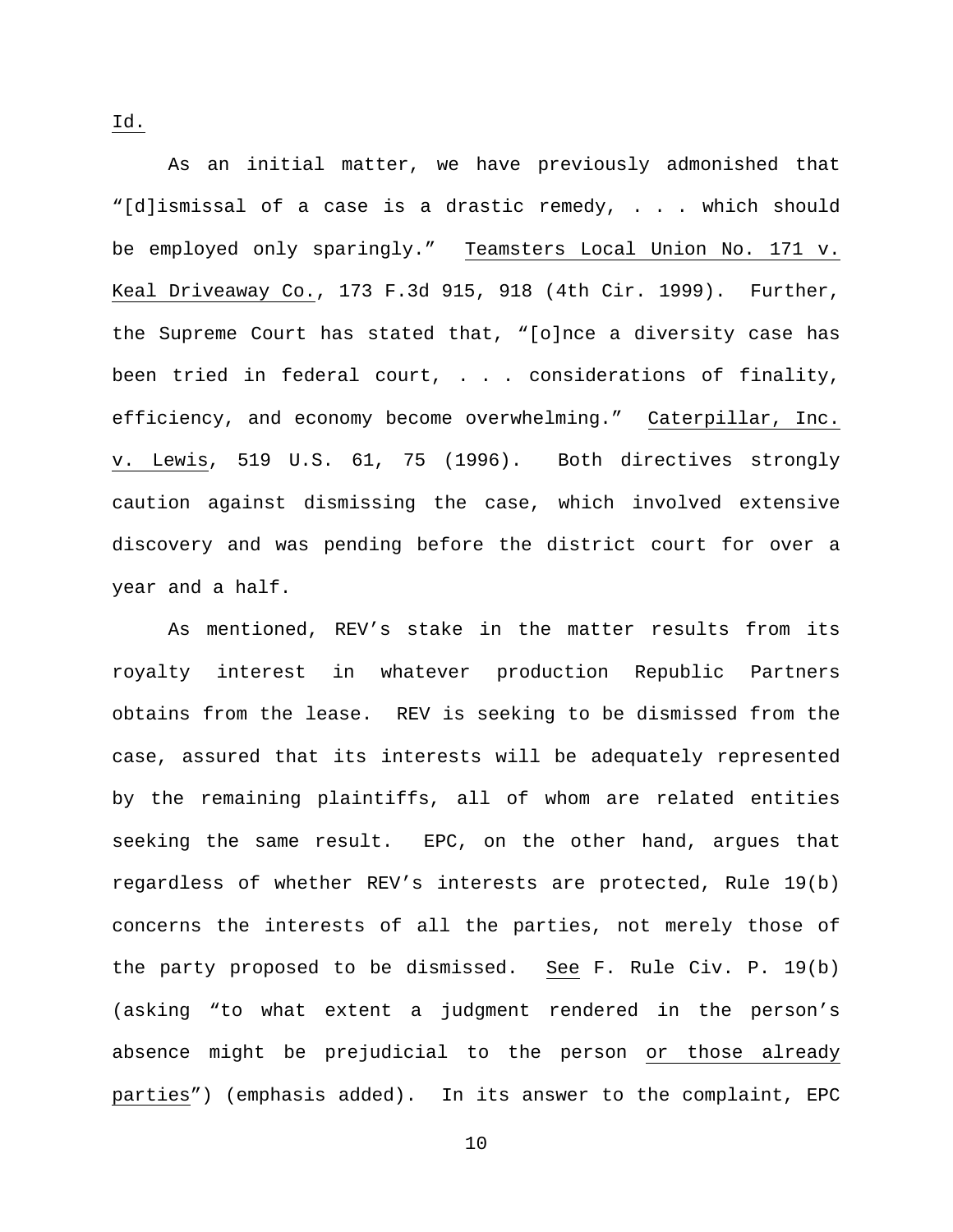Id.

As an initial matter, we have previously admonished that "[d]ismissal of a case is a drastic remedy, . . . which should be employed only sparingly." Teamsters Local Union No. 171 v. Keal Driveaway Co., 173 F.3d 915, 918 (4th Cir. 1999). Further, the Supreme Court has stated that, "[o]nce a diversity case has been tried in federal court, . . . considerations of finality, efficiency, and economy become overwhelming." Caterpillar, Inc. v. Lewis, 519 U.S. 61, 75 (1996). Both directives strongly caution against dismissing the case, which involved extensive discovery and was pending before the district court for over a year and a half.

As mentioned, REV's stake in the matter results from its royalty interest in whatever production Republic Partners obtains from the lease. REV is seeking to be dismissed from the case, assured that its interests will be adequately represented by the remaining plaintiffs, all of whom are related entities seeking the same result. EPC, on the other hand, argues that regardless of whether REV's interests are protected, Rule 19(b) concerns the interests of all the parties, not merely those of the party proposed to be dismissed. See F. Rule Civ. P. 19(b) (asking "to what extent a judgment rendered in the person's absence might be prejudicial to the person or those already parties") (emphasis added). In its answer to the complaint, EPC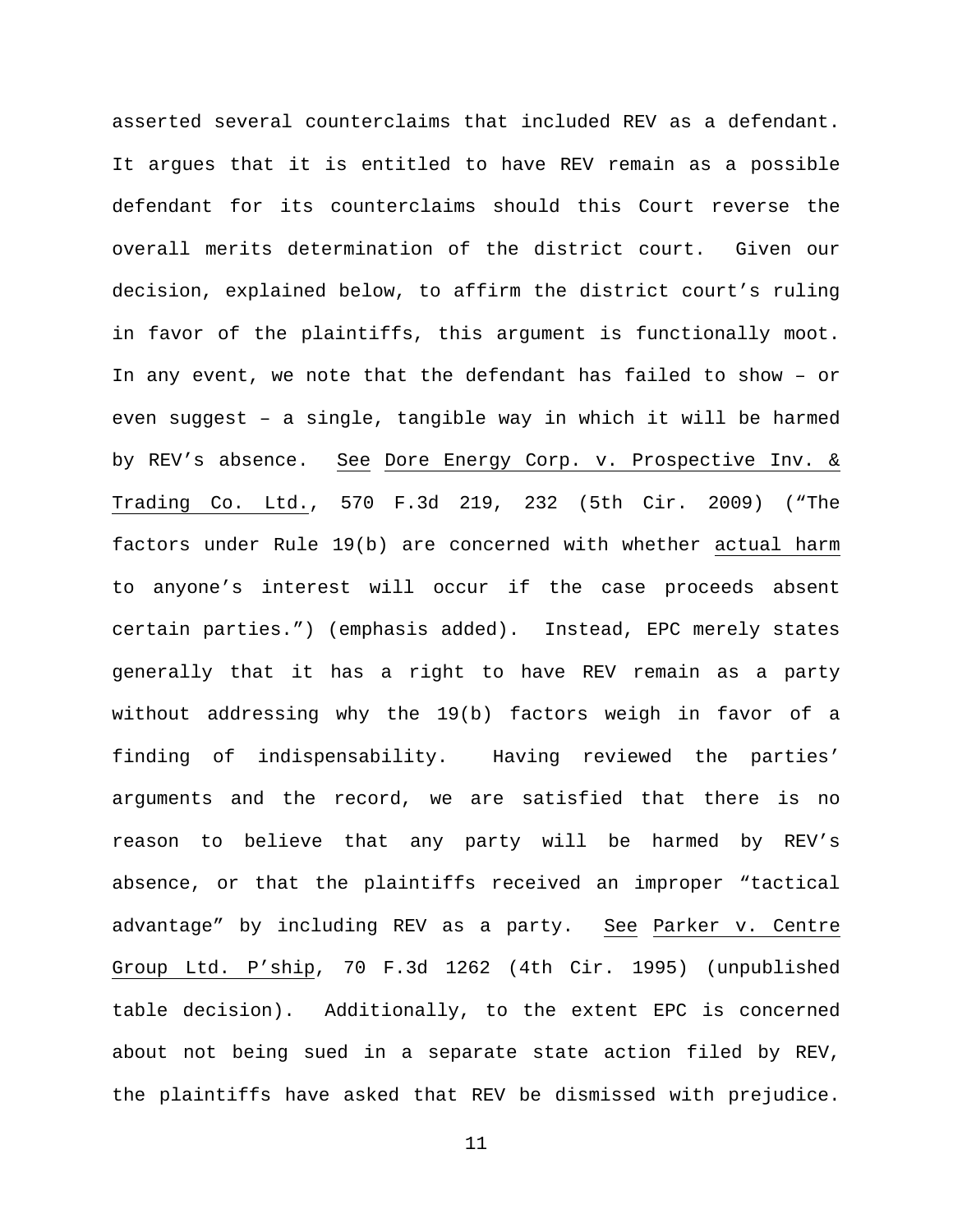asserted several counterclaims that included REV as a defendant. It argues that it is entitled to have REV remain as a possible defendant for its counterclaims should this Court reverse the overall merits determination of the district court. Given our decision, explained below, to affirm the district court's ruling in favor of the plaintiffs, this argument is functionally moot. In any event, we note that the defendant has failed to show – or even suggest – a single, tangible way in which it will be harmed by REV's absence. See Dore Energy Corp. v. Prospective Inv. & Trading Co. Ltd., 570 F.3d 219, 232 (5th Cir. 2009) ("The factors under Rule 19(b) are concerned with whether actual harm to anyone's interest will occur if the case proceeds absent certain parties.") (emphasis added). Instead, EPC merely states generally that it has a right to have REV remain as a party without addressing why the 19(b) factors weigh in favor of a finding of indispensability. Having reviewed the parties' arguments and the record, we are satisfied that there is no reason to believe that any party will be harmed by REV's absence, or that the plaintiffs received an improper "tactical advantage" by including REV as a party. See Parker v. Centre Group Ltd. P'ship, 70 F.3d 1262 (4th Cir. 1995) (unpublished table decision). Additionally, to the extent EPC is concerned about not being sued in a separate state action filed by REV, the plaintiffs have asked that REV be dismissed with prejudice.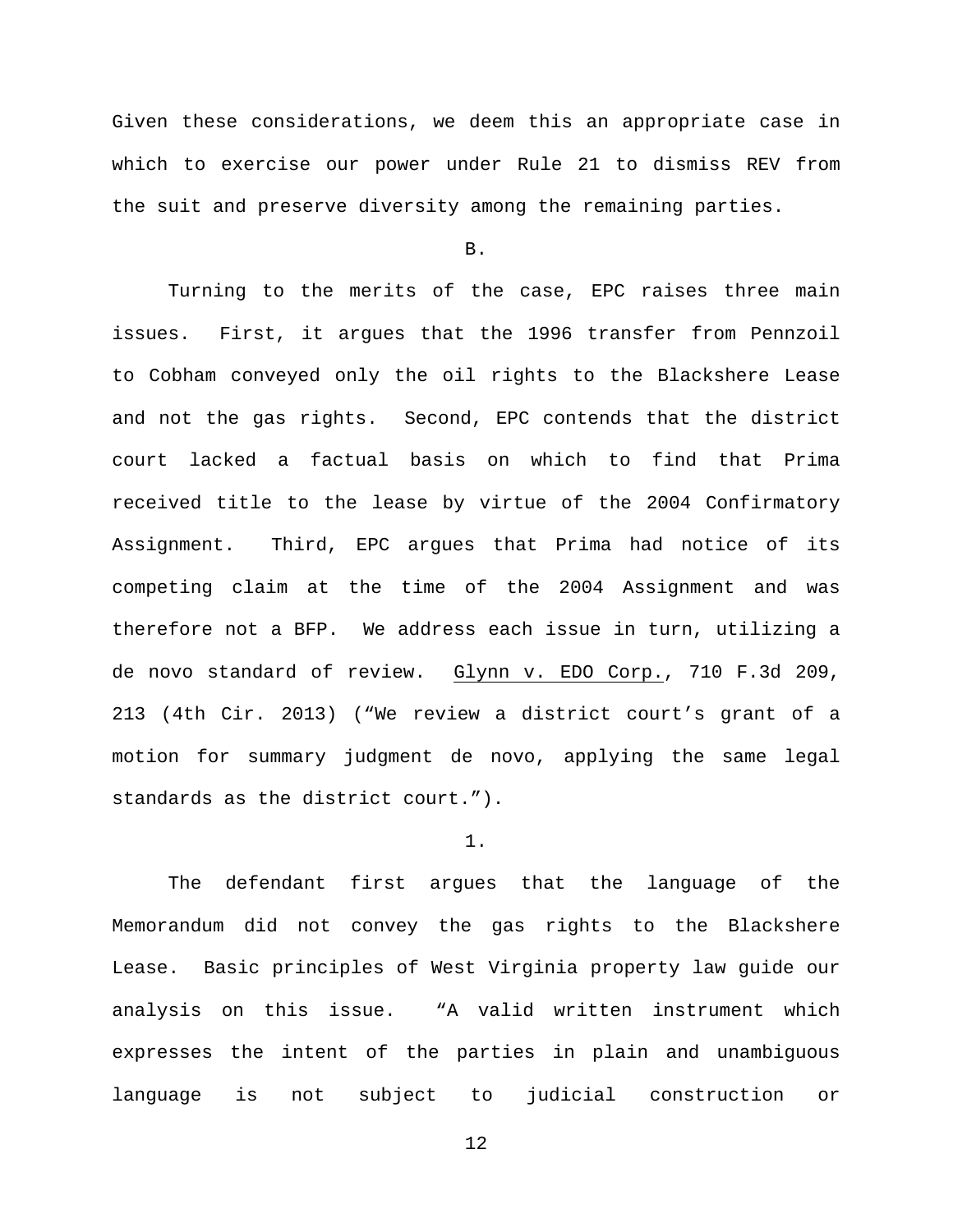Given these considerations, we deem this an appropriate case in which to exercise our power under Rule 21 to dismiss REV from the suit and preserve diversity among the remaining parties.

B.

Turning to the merits of the case, EPC raises three main issues. First, it argues that the 1996 transfer from Pennzoil to Cobham conveyed only the oil rights to the Blackshere Lease and not the gas rights. Second, EPC contends that the district court lacked a factual basis on which to find that Prima received title to the lease by virtue of the 2004 Confirmatory Assignment. Third, EPC argues that Prima had notice of its competing claim at the time of the 2004 Assignment and was therefore not a BFP. We address each issue in turn, utilizing a de novo standard of review. Glynn v. EDO Corp., 710 F.3d 209, 213 (4th Cir. 2013) ("We review a district court's grant of a motion for summary judgment de novo, applying the same legal standards as the district court.").

1.

The defendant first argues that the language of the Memorandum did not convey the gas rights to the Blackshere Lease. Basic principles of West Virginia property law guide our analysis on this issue. "A valid written instrument which expresses the intent of the parties in plain and unambiguous language is not subject to judicial construction or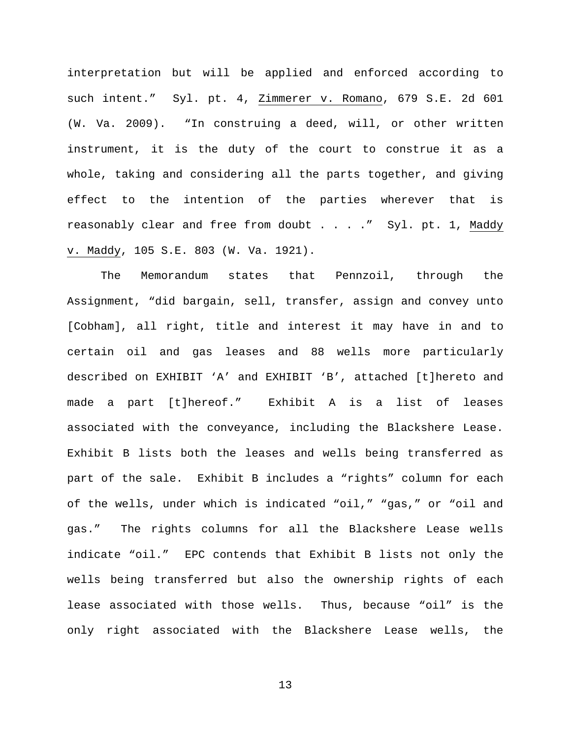interpretation but will be applied and enforced according to such intent." Syl. pt. 4, Zimmerer v. Romano, 679 S.E. 2d 601 (W. Va. 2009). "In construing a deed, will, or other written instrument, it is the duty of the court to construe it as a whole, taking and considering all the parts together, and giving effect to the intention of the parties wherever that is reasonably clear and free from doubt . . . ." Syl. pt. 1, Maddy v. Maddy, 105 S.E. 803 (W. Va. 1921).

The Memorandum states that Pennzoil, through the Assignment, "did bargain, sell, transfer, assign and convey unto [Cobham], all right, title and interest it may have in and to certain oil and gas leases and 88 wells more particularly described on EXHIBIT 'A' and EXHIBIT 'B', attached [t]hereto and made a part [t]hereof." Exhibit A is a list of leases associated with the conveyance, including the Blackshere Lease. Exhibit B lists both the leases and wells being transferred as part of the sale. Exhibit B includes a "rights" column for each of the wells, under which is indicated "oil," "gas," or "oil and gas." The rights columns for all the Blackshere Lease wells indicate "oil." EPC contends that Exhibit B lists not only the wells being transferred but also the ownership rights of each lease associated with those wells. Thus, because "oil" is the only right associated with the Blackshere Lease wells, the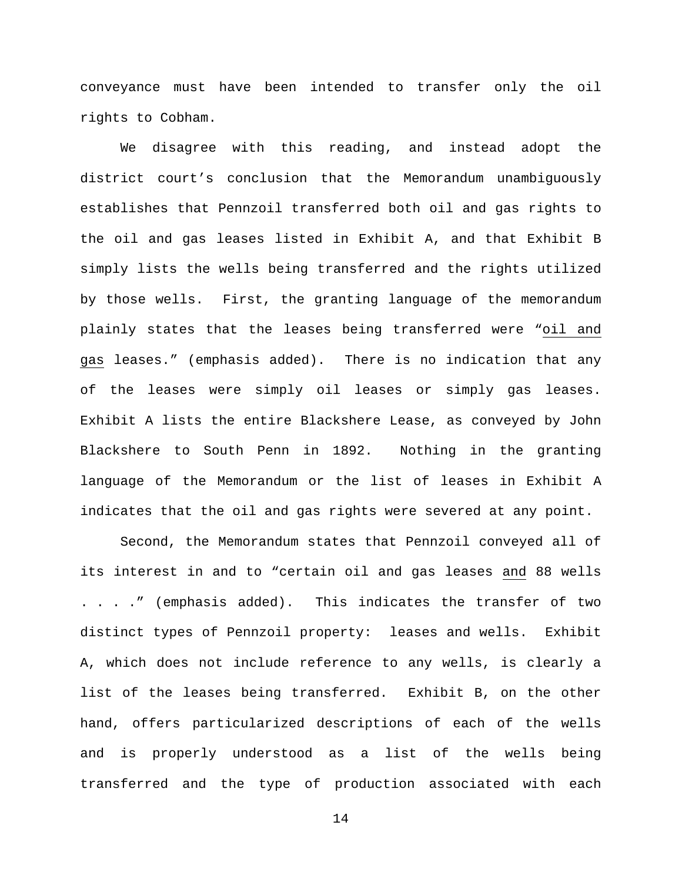conveyance must have been intended to transfer only the oil rights to Cobham.

We disagree with this reading, and instead adopt the district court's conclusion that the Memorandum unambiguously establishes that Pennzoil transferred both oil and gas rights to the oil and gas leases listed in Exhibit A, and that Exhibit B simply lists the wells being transferred and the rights utilized by those wells. First, the granting language of the memorandum plainly states that the leases being transferred were "<u>oil and gas</u> leases." (emphasis added). There is no indication that any of the leases were simply oil leases or simply gas leases. Exhibit A lists the entire Blackshere Lease, as conveyed by John Blackshere to South Penn in 1892. Nothing in the granting language of the Memorandum or the list of leases in Exhibit A indicates that the oil and gas rights were severed at any point.

Second, the Memorandum states that Pennzoil conveyed all of its interest in and to "certain oil and gas leases <u>and</u> 88 wells . . . ." (emphasis added). This indicates the transfer of two distinct types of Pennzoil property: leases and wells. Exhibit A, which does not include reference to any wells, is clearly a list of the leases being transferred. Exhibit B, on the other hand, offers particularized descriptions of each of the wells and is properly understood as a list of the wells being transferred and the type of production associated with each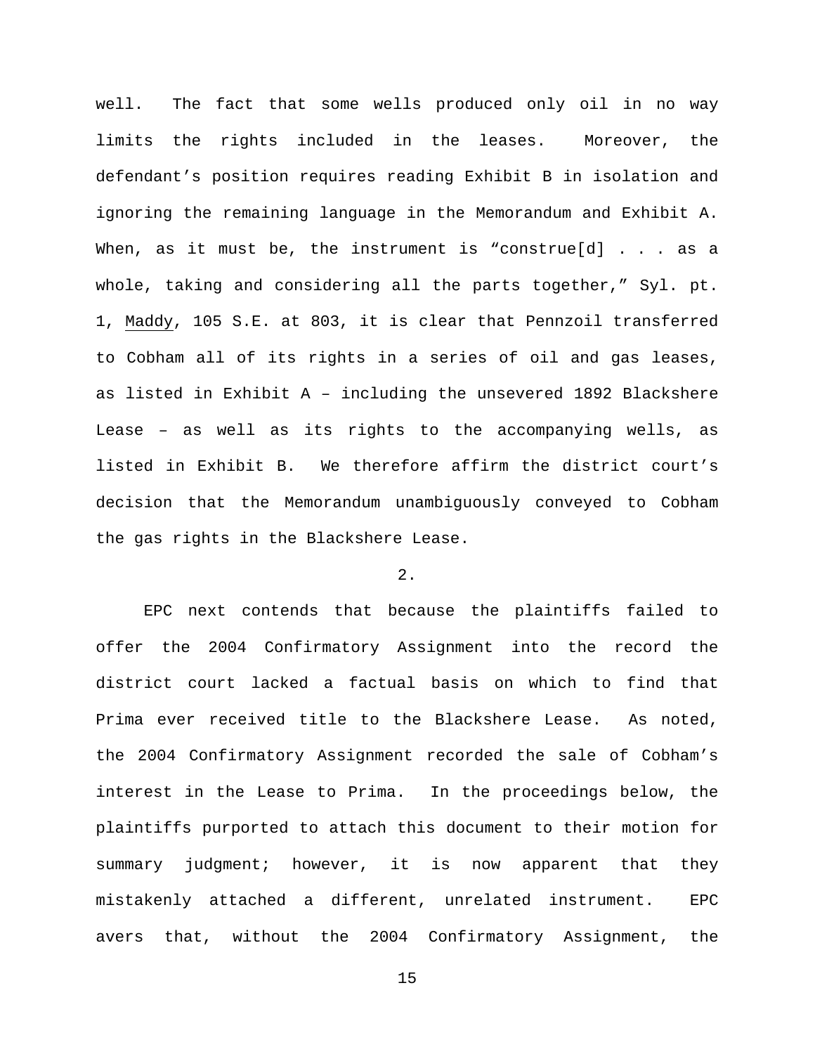well. The fact that some wells produced only oil in no way limits the rights included in the leases. Moreover, the defendant's position requires reading Exhibit B in isolation and ignoring the remaining language in the Memorandum and Exhibit A. When, as it must be, the instrument is "construe[d] . . . as a whole, taking and considering all the parts together," Syl. pt. 1, Maddy, 105 S.E. at 803, it is clear that Pennzoil transferred to Cobham all of its rights in a series of oil and gas leases, as listed in Exhibit A – including the unsevered 1892 Blackshere Lease – as well as its rights to the accompanying wells, as listed in Exhibit B. We therefore affirm the district court's decision that the Memorandum unambiguously conveyed to Cobham the gas rights in the Blackshere Lease.

2.

EPC next contends that because the plaintiffs failed to offer the 2004 Confirmatory Assignment into the record the district court lacked a factual basis on which to find that Prima ever received title to the Blackshere Lease. As noted, the 2004 Confirmatory Assignment recorded the sale of Cobham's interest in the Lease to Prima. In the proceedings below, the plaintiffs purported to attach this document to their motion for summary judgment; however, it is now apparent that they mistakenly attached a different, unrelated instrument. EPC avers that, without the 2004 Confirmatory Assignment, the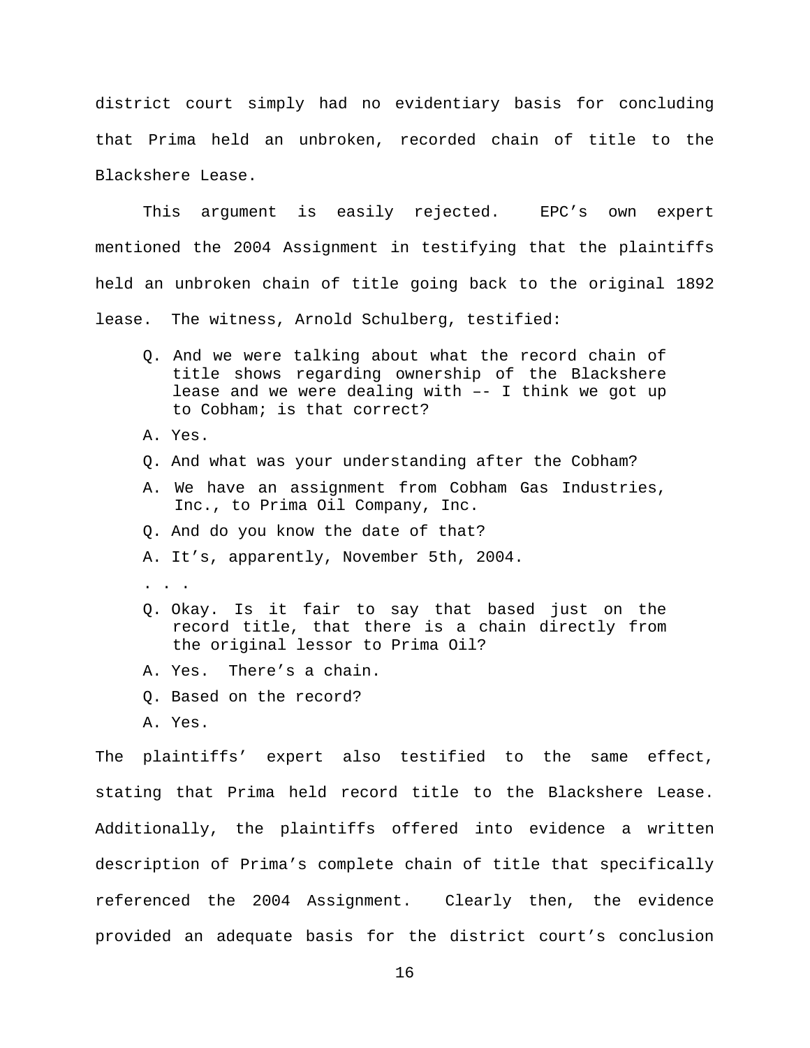district court simply had no evidentiary basis for concluding that Prima held an unbroken, recorded chain of title to the Blackshere Lease.

This argument is easily rejected. EPC's own expert mentioned the 2004 Assignment in testifying that the plaintiffs held an unbroken chain of title going back to the original 1892 lease. The witness, Arnold Schulberg, testified:

> Q. And we were talking about what the record chain of title shows regarding ownership of the Blackshere lease and we were dealing with –- I think we got up to Cobham; is that correct?
>
> A. Yes.
>
> Q. And what was your understanding after the Cobham?
>
> A. We have an assignment from Cobham Gas Industries, Inc., to Prima Oil Company, Inc.
>
> Q. And do you know the date of that?
>
> A. It's, apparently, November 5th, 2004.
>
> . . .
>
> Q. Okay. Is it fair to say that based just on the record title, that there is a chain directly from the original lessor to Prima Oil?
>
> A. Yes. There's a chain.
>
> Q. Based on the record?
>
> A. Yes.

The plaintiffs' expert also testified to the same effect, stating that Prima held record title to the Blackshere Lease. Additionally, the plaintiffs offered into evidence a written description of Prima's complete chain of title that specifically referenced the 2004 Assignment. Clearly then, the evidence provided an adequate basis for the district court's conclusion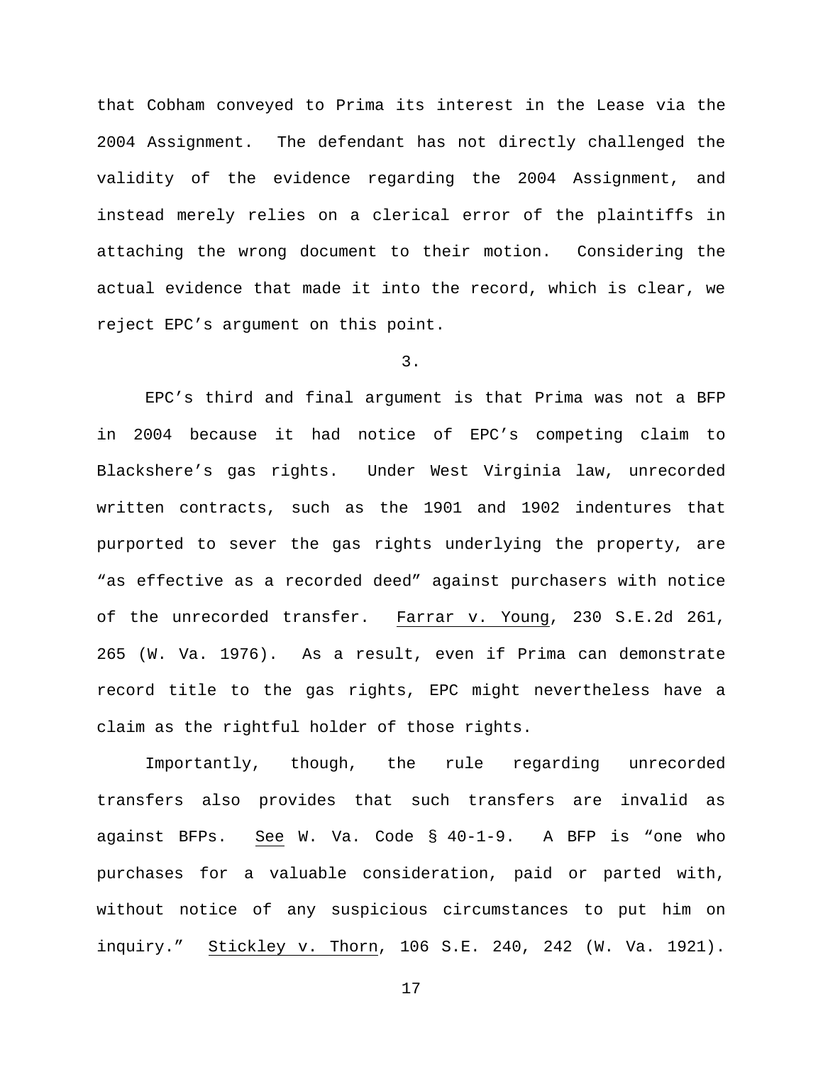that Cobham conveyed to Prima its interest in the Lease via the 2004 Assignment. The defendant has not directly challenged the validity of the evidence regarding the 2004 Assignment, and instead merely relies on a clerical error of the plaintiffs in attaching the wrong document to their motion. Considering the actual evidence that made it into the record, which is clear, we reject EPC's argument on this point.

3.

EPC's third and final argument is that Prima was not a BFP in 2004 because it had notice of EPC's competing claim to Blackshere's gas rights. Under West Virginia law, unrecorded written contracts, such as the 1901 and 1902 indentures that purported to sever the gas rights underlying the property, are "as effective as a recorded deed" against purchasers with notice of the unrecorded transfer. Farrar v. Young, 230 S.E.2d 261, 265 (W. Va. 1976). As a result, even if Prima can demonstrate record title to the gas rights, EPC might nevertheless have a claim as the rightful holder of those rights.

Importantly, though, the rule regarding unrecorded transfers also provides that such transfers are invalid as against BFPs. See W. Va. Code § 40-1-9. A BFP is "one who purchases for a valuable consideration, paid or parted with, without notice of any suspicious circumstances to put him on inquiry." Stickley v. Thorn, 106 S.E. 240, 242 (W. Va. 1921).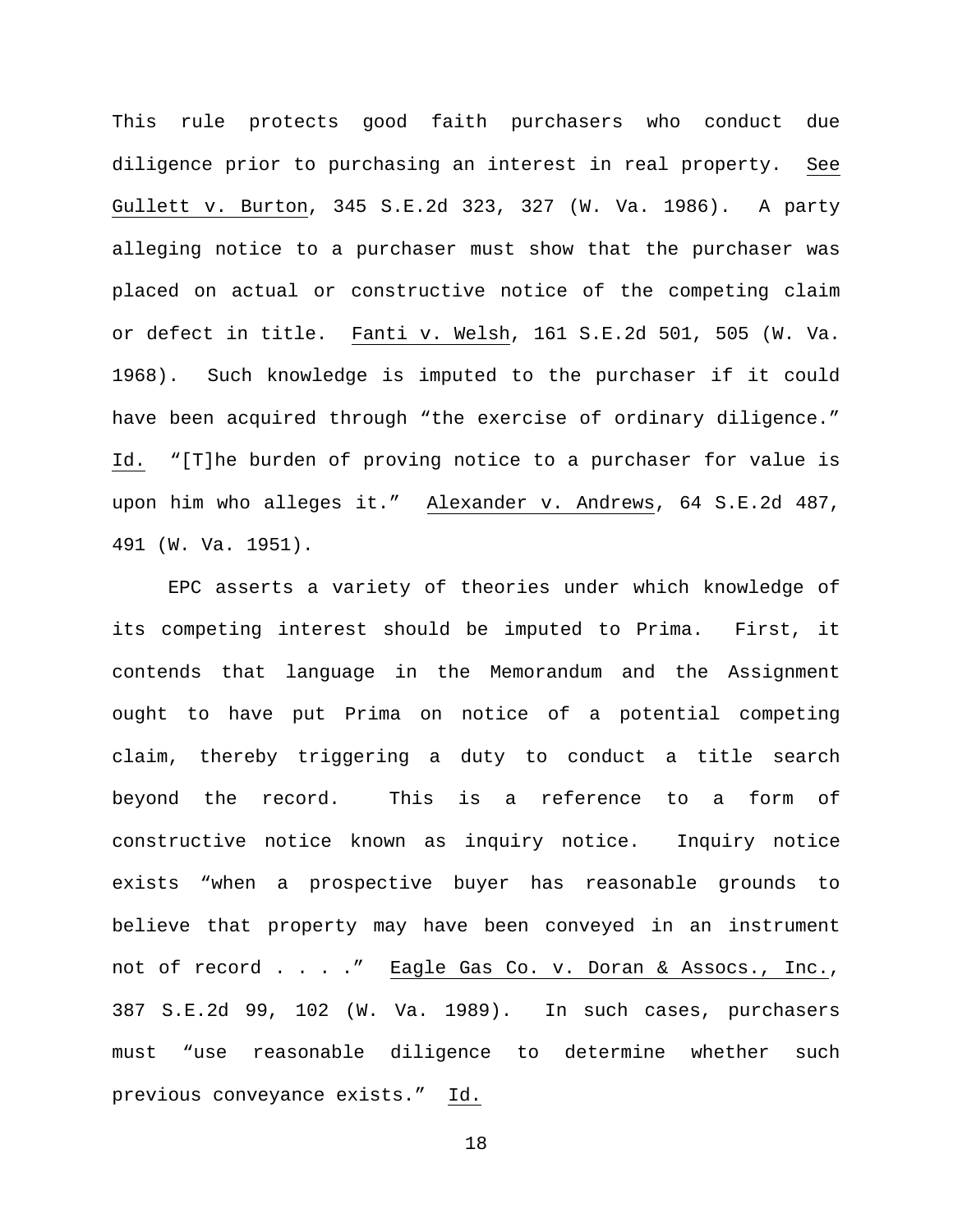This rule protects good faith purchasers who conduct due diligence prior to purchasing an interest in real property. See Gullett v. Burton, 345 S.E.2d 323, 327 (W. Va. 1986). A party alleging notice to a purchaser must show that the purchaser was placed on actual or constructive notice of the competing claim or defect in title. Fanti v. Welsh, 161 S.E.2d 501, 505 (W. Va. 1968). Such knowledge is imputed to the purchaser if it could have been acquired through "the exercise of ordinary diligence." Id. "[T]he burden of proving notice to a purchaser for value is upon him who alleges it." Alexander v. Andrews, 64 S.E.2d 487, 491 (W. Va. 1951).

EPC asserts a variety of theories under which knowledge of its competing interest should be imputed to Prima. First, it contends that language in the Memorandum and the Assignment ought to have put Prima on notice of a potential competing claim, thereby triggering a duty to conduct a title search beyond the record. This is a reference to a form of constructive notice known as inquiry notice. Inquiry notice exists "when a prospective buyer has reasonable grounds to believe that property may have been conveyed in an instrument not of record . . . ." Eagle Gas Co. v. Doran & Assocs., Inc., 387 S.E.2d 99, 102 (W. Va. 1989). In such cases, purchasers must "use reasonable diligence to determine whether such previous conveyance exists." Id.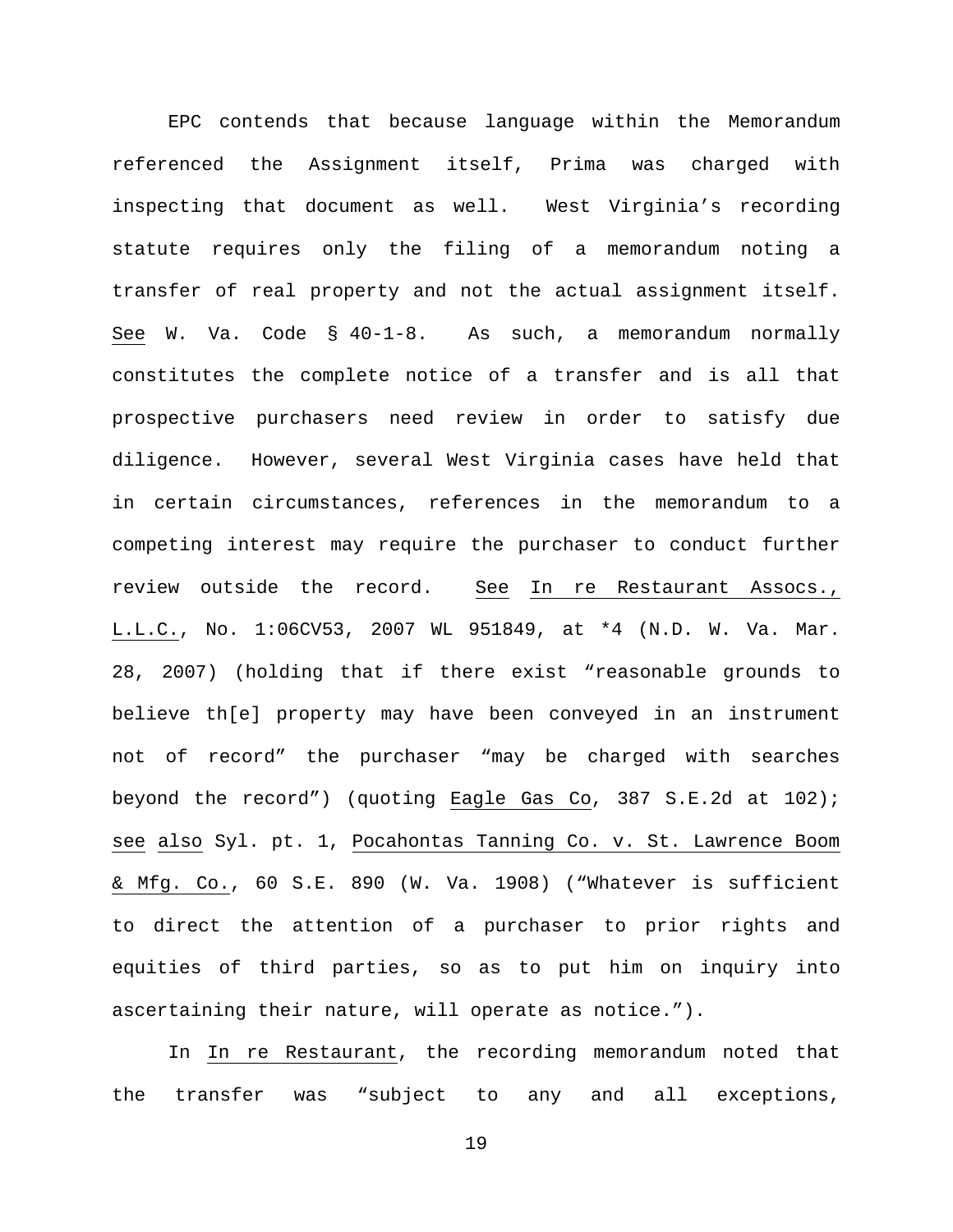EPC contends that because language within the Memorandum referenced the Assignment itself, Prima was charged with inspecting that document as well. West Virginia's recording statute requires only the filing of a memorandum noting a transfer of real property and not the actual assignment itself. See W. Va. Code § 40-1-8. As such, a memorandum normally constitutes the complete notice of a transfer and is all that prospective purchasers need review in order to satisfy due diligence. However, several West Virginia cases have held that in certain circumstances, references in the memorandum to a competing interest may require the purchaser to conduct further review outside the record. See In re Restaurant Assocs., L.L.C., No. 1:06CV53, 2007 WL 951849, at *4 (N.D. W. Va. Mar. 28, 2007) (holding that if there exist "reasonable grounds to believe th[e] property may have been conveyed in an instrument not of record" the purchaser "may be charged with searches beyond the record") (quoting Eagle Gas Co, 387 S.E.2d at 102); see also Syl. pt. 1, Pocahontas Tanning Co. v. St. Lawrence Boom & Mfg. Co., 60 S.E. 890 (W. Va. 1908) ("Whatever is sufficient to direct the attention of a purchaser to prior rights and equities of third parties, so as to put him on inquiry into ascertaining their nature, will operate as notice.").

In In re Restaurant, the recording memorandum noted that the transfer was "subject to any and all exceptions,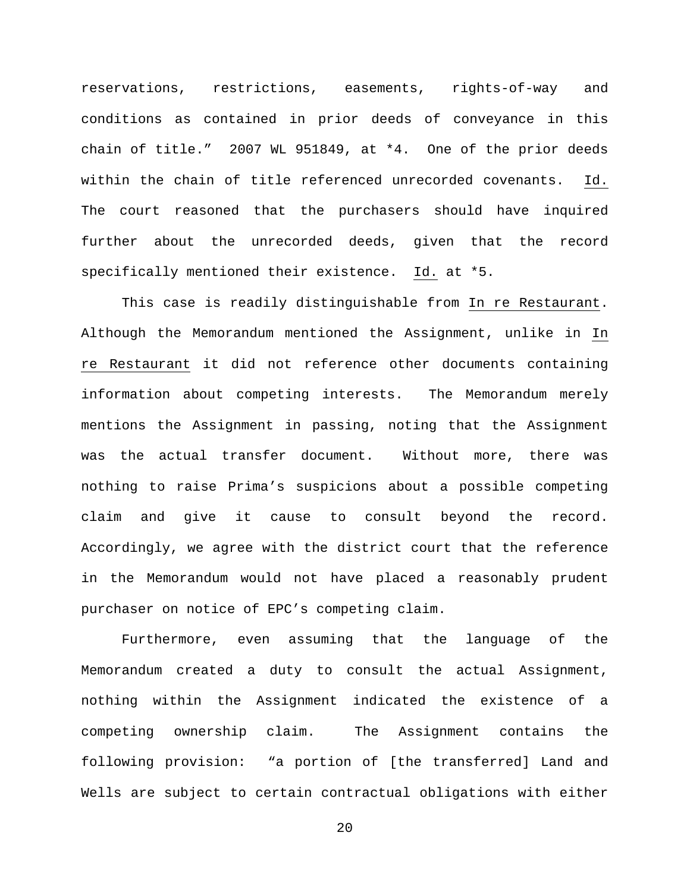reservations, restrictions, easements, rights-of-way and conditions as contained in prior deeds of conveyance in this chain of title." 2007 WL 951849, at *4. One of the prior deeds within the chain of title referenced unrecorded covenants. Id. The court reasoned that the purchasers should have inquired further about the unrecorded deeds, given that the record specifically mentioned their existence. Id. at *5.

This case is readily distinguishable from In re Restaurant. Although the Memorandum mentioned the Assignment, unlike in In re Restaurant it did not reference other documents containing information about competing interests. The Memorandum merely mentions the Assignment in passing, noting that the Assignment was the actual transfer document. Without more, there was nothing to raise Prima's suspicions about a possible competing claim and give it cause to consult beyond the record. Accordingly, we agree with the district court that the reference in the Memorandum would not have placed a reasonably prudent purchaser on notice of EPC's competing claim.

Furthermore, even assuming that the language of the Memorandum created a duty to consult the actual Assignment, nothing within the Assignment indicated the existence of a competing ownership claim. The Assignment contains the following provision: "a portion of [the transferred] Land and Wells are subject to certain contractual obligations with either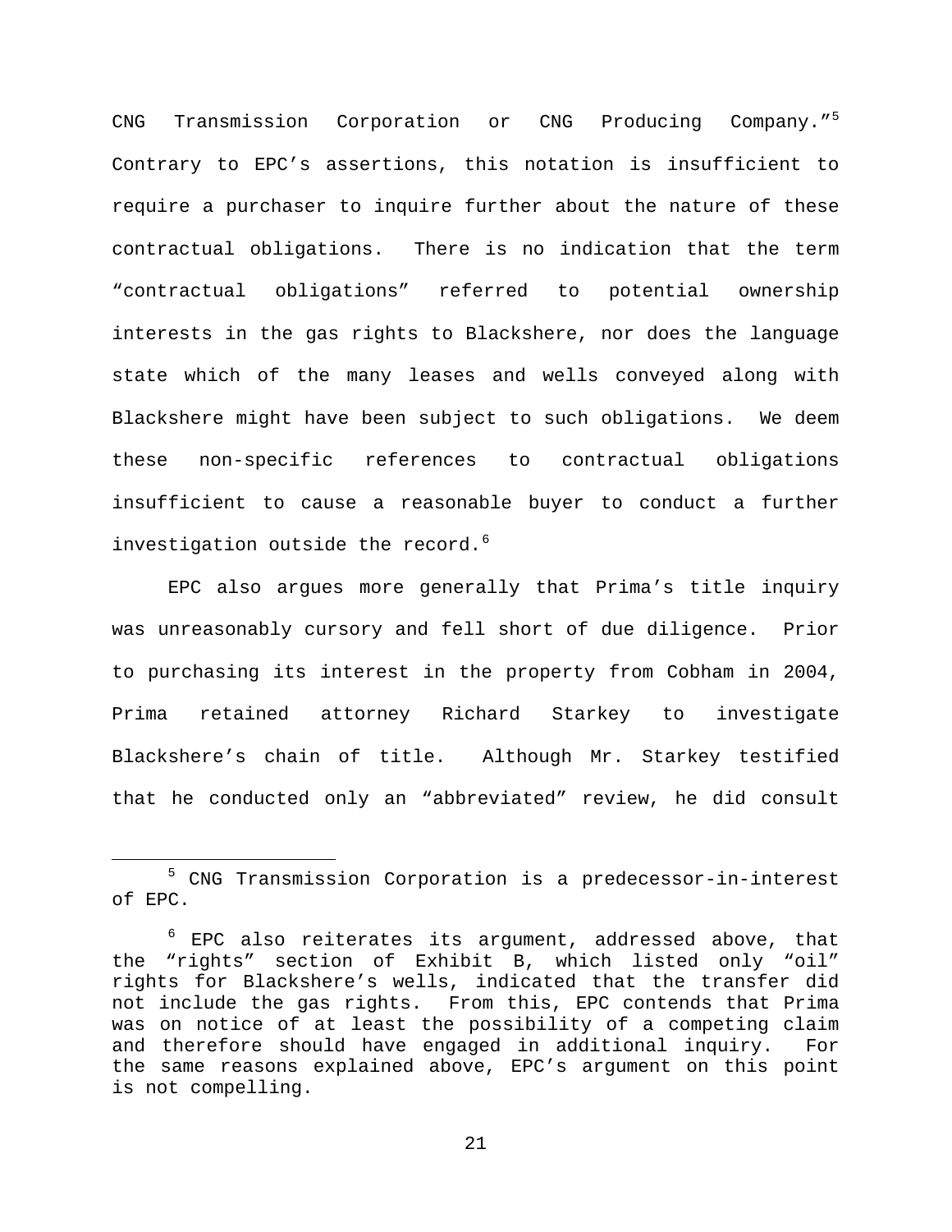CNG Transmission Corporation or CNG Producing Company."[5] Contrary to EPC's assertions, this notation is insufficient to require a purchaser to inquire further about the nature of these contractual obligations. There is no indication that the term "contractual obligations" referred to potential ownership interests in the gas rights to Blackshere, nor does the language state which of the many leases and wells conveyed along with Blackshere might have been subject to such obligations. We deem these non-specific references to contractual obligations insufficient to cause a reasonable buyer to conduct a further investigation outside the record.[6]

EPC also argues more generally that Prima's title inquiry was unreasonably cursory and fell short of due diligence. Prior to purchasing its interest in the property from Cobham in 2004, Prima retained attorney Richard Starkey to investigate Blackshere's chain of title. Although Mr. Starkey testified that he conducted only an "abbreviated" review, he did consult

---

[5] CNG Transmission Corporation is a predecessor-in-interest of EPC.

[6] EPC also reiterates its argument, addressed above, that the "rights" section of Exhibit B, which listed only "oil" rights for Blackshere's wells, indicated that the transfer did not include the gas rights. From this, EPC contends that Prima was on notice of at least the possibility of a competing claim and therefore should have engaged in additional inquiry. For the same reasons explained above, EPC's argument on this point is not compelling.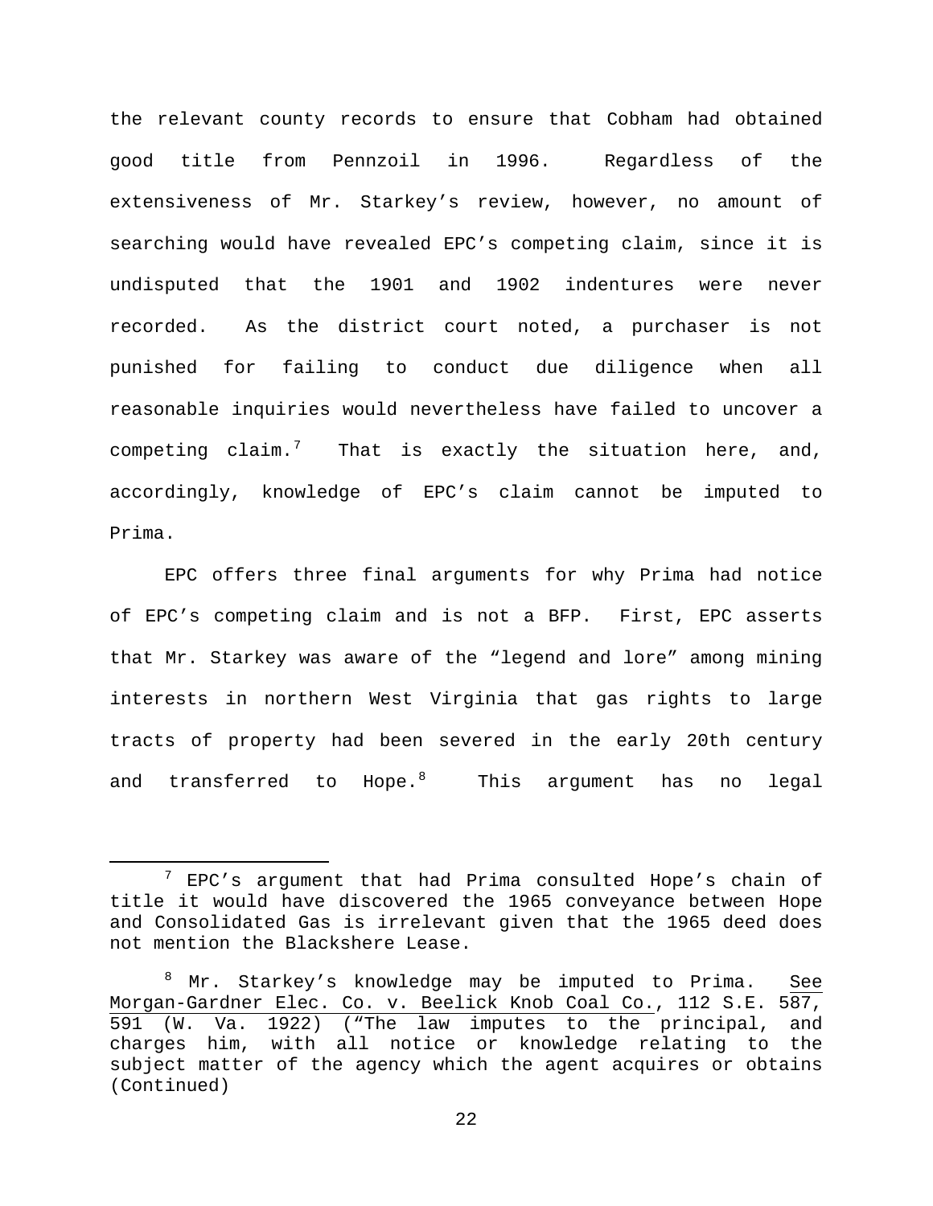the relevant county records to ensure that Cobham had obtained good title from Pennzoil in 1996. Regardless of the extensiveness of Mr. Starkey's review, however, no amount of searching would have revealed EPC's competing claim, since it is undisputed that the 1901 and 1902 indentures were never recorded. As the district court noted, a purchaser is not punished for failing to conduct due diligence when all reasonable inquiries would nevertheless have failed to uncover a competing claim.[7] That is exactly the situation here, and, accordingly, knowledge of EPC's claim cannot be imputed to Prima.

EPC offers three final arguments for why Prima had notice of EPC's competing claim and is not a BFP. First, EPC asserts that Mr. Starkey was aware of the "legend and lore" among mining interests in northern West Virginia that gas rights to large tracts of property had been severed in the early 20th century and transferred to Hope.[8] This argument has no legal

---

[7] EPC's argument that had Prima consulted Hope's chain of title it would have discovered the 1965 conveyance between Hope and Consolidated Gas is irrelevant given that the 1965 deed does not mention the Blackshere Lease.

[8] Mr. Starkey's knowledge may be imputed to Prima. See Morgan-Gardner Elec. Co. v. Beelick Knob Coal Co., 112 S.E. 587, 591 (W. Va. 1922) ("The law imputes to the principal, and charges him, with all notice or knowledge relating to the subject matter of the agency which the agent acquires or obtains (Continued)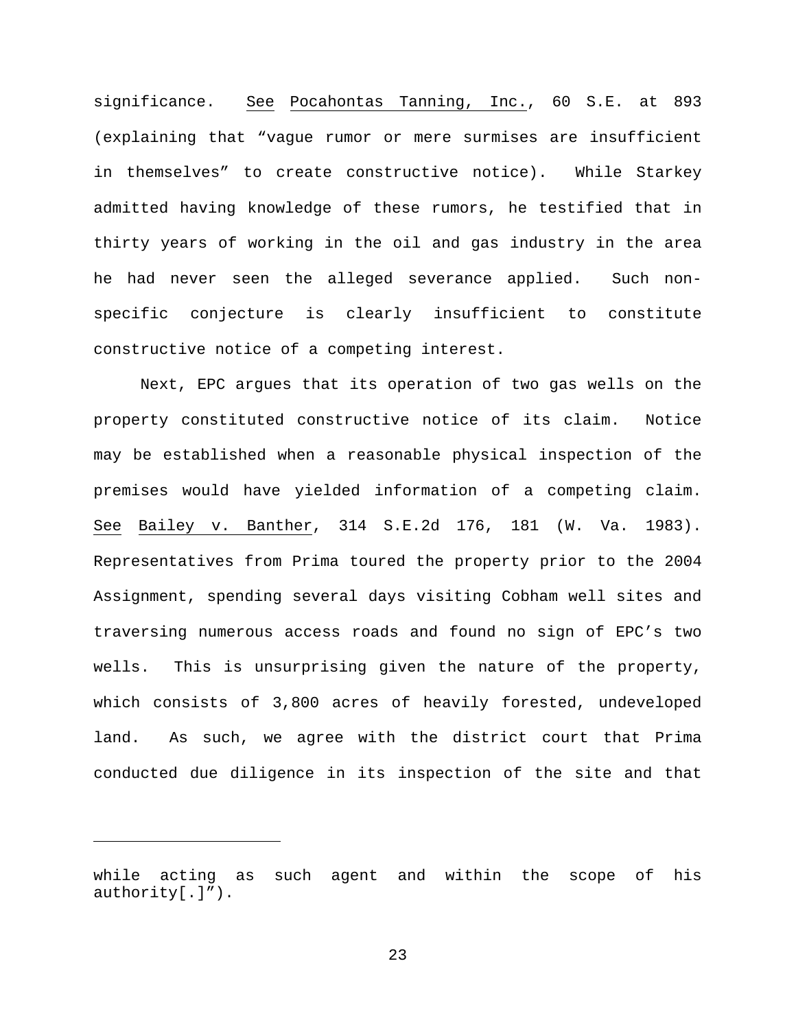significance. See Pocahontas Tanning, Inc., 60 S.E. at 893 (explaining that "vague rumor or mere surmises are insufficient in themselves" to create constructive notice). While Starkey admitted having knowledge of these rumors, he testified that in thirty years of working in the oil and gas industry in the area he had never seen the alleged severance applied. Such non-specific conjecture is clearly insufficient to constitute constructive notice of a competing interest.

Next, EPC argues that its operation of two gas wells on the property constituted constructive notice of its claim. Notice may be established when a reasonable physical inspection of the premises would have yielded information of a competing claim. See Bailey v. Banther, 314 S.E.2d 176, 181 (W. Va. 1983). Representatives from Prima toured the property prior to the 2004 Assignment, spending several days visiting Cobham well sites and traversing numerous access roads and found no sign of EPC's two wells. This is unsurprising given the nature of the property, which consists of 3,800 acres of heavily forested, undeveloped land. As such, we agree with the district court that Prima conducted due diligence in its inspection of the site and that

---

while acting as such agent and within the scope of his authority[.]").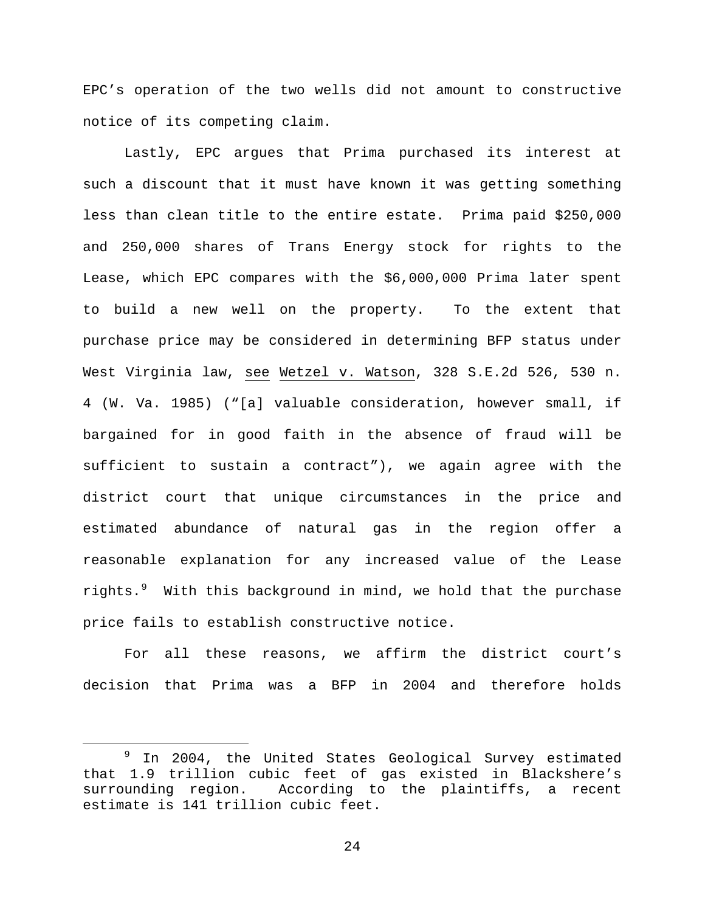EPC's operation of the two wells did not amount to constructive notice of its competing claim.

Lastly, EPC argues that Prima purchased its interest at such a discount that it must have known it was getting something less than clean title to the entire estate. Prima paid $250,000 and 250,000 shares of Trans Energy stock for rights to the Lease, which EPC compares with the $6,000,000 Prima later spent to build a new well on the property. To the extent that purchase price may be considered in determining BFP status under West Virginia law, see Wetzel v. Watson, 328 S.E.2d 526, 530 n. 4 (W. Va. 1985) ("[a] valuable consideration, however small, if bargained for in good faith in the absence of fraud will be sufficient to sustain a contract"), we again agree with the district court that unique circumstances in the price and estimated abundance of natural gas in the region offer a reasonable explanation for any increased value of the Lease rights.[9] With this background in mind, we hold that the purchase price fails to establish constructive notice.

For all these reasons, we affirm the district court's decision that Prima was a BFP in 2004 and therefore holds

[9] In 2004, the United States Geological Survey estimated that 1.9 trillion cubic feet of gas existed in Blackshere's surrounding region. According to the plaintiffs, a recent estimate is 141 trillion cubic feet.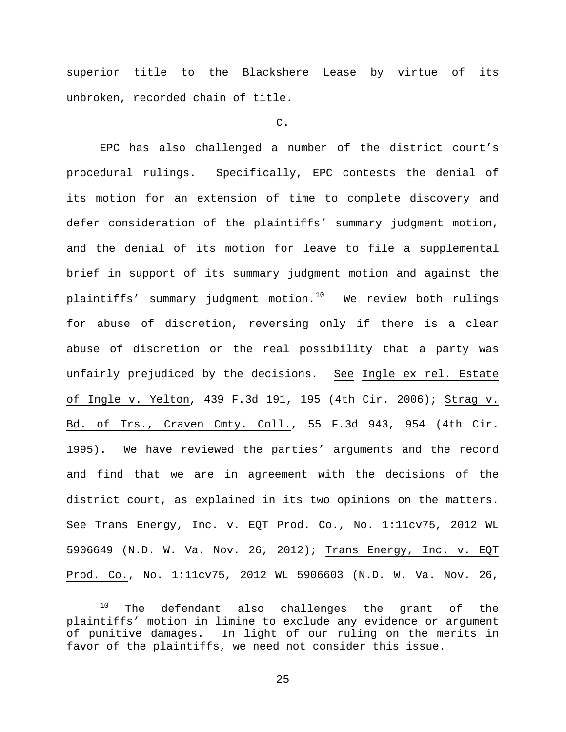superior title to the Blackshere Lease by virtue of its unbroken, recorded chain of title.

C.

EPC has also challenged a number of the district court's procedural rulings. Specifically, EPC contests the denial of its motion for an extension of time to complete discovery and defer consideration of the plaintiffs' summary judgment motion, and the denial of its motion for leave to file a supplemental brief in support of its summary judgment motion and against the plaintiffs' summary judgment motion.[10] We review both rulings for abuse of discretion, reversing only if there is a clear abuse of discretion or the real possibility that a party was unfairly prejudiced by the decisions. See Ingle ex rel. Estate of Ingle v. Yelton, 439 F.3d 191, 195 (4th Cir. 2006); Strag v. Bd. of Trs., Craven Cmty. Coll., 55 F.3d 943, 954 (4th Cir. 1995). We have reviewed the parties' arguments and the record and find that we are in agreement with the decisions of the district court, as explained in its two opinions on the matters. See Trans Energy, Inc. v. EQT Prod. Co., No. 1:11cv75, 2012 WL 5906649 (N.D. W. Va. Nov. 26, 2012); Trans Energy, Inc. v. EQT Prod. Co., No. 1:11cv75, 2012 WL 5906603 (N.D. W. Va. Nov. 26,

---

[10] The defendant also challenges the grant of the plaintiffs' motion in limine to exclude any evidence or argument of punitive damages. In light of our ruling on the merits in favor of the plaintiffs, we need not consider this issue.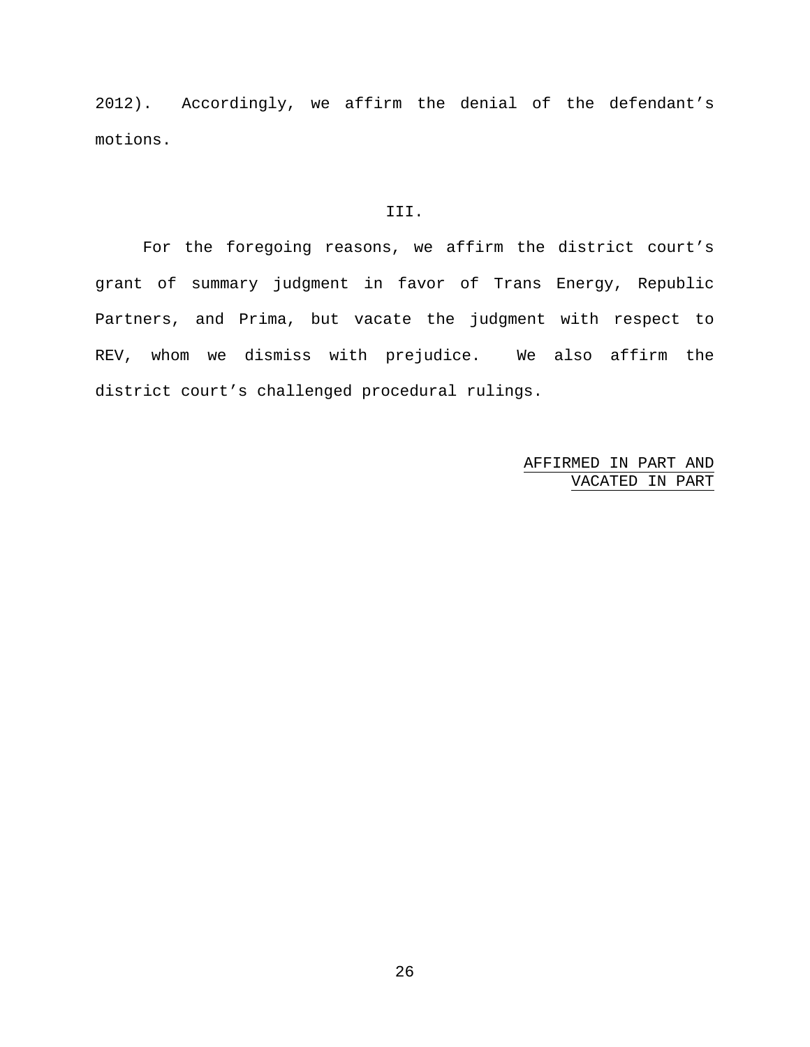2012). Accordingly, we affirm the denial of the defendant's motions.

III.

For the foregoing reasons, we affirm the district court's grant of summary judgment in favor of Trans Energy, Republic Partners, and Prima, but vacate the judgment with respect to REV, whom we dismiss with prejudice. We also affirm the district court's challenged procedural rulings.

AFFIRMED IN PART AND VACATED IN PART